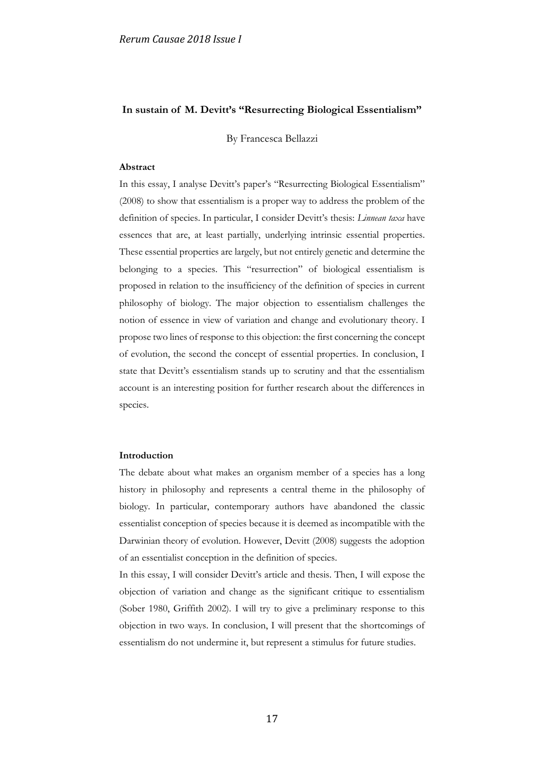# In sustain of M. Devitt's "Resurrecting Biological Essentialism"

By Francesca Bellazzi

## Abstract

In this essay, I analyse Devitt's paper's "Resurrecting Biological Essentialism" (2008) to show that essentialism is a proper way to address the problem of the definition of species. In particular, I consider Devitt's thesis: *Linnean taxa* have essences that are, at least partially, underlying intrinsic essential properties. These essential properties are largely, but not entirely genetic and determine the belonging to a species. This "resurrection" of biological essentialism is proposed in relation to the insufficiency of the definition of species in current philosophy of biology. The major objection to essentialism challenges the notion of essence in view of variation and change and evolutionary theory. I propose two lines of response to this objection: the first concerning the concept of evolution, the second the concept of essential properties. In conclusion, I state that Devitt's essentialism stands up to scrutiny and that the essentialism account is an interesting position for further research about the differences in species.

## Introduction

The debate about what makes an organism member of a species has a long history in philosophy and represents a central theme in the philosophy of biology. In particular, contemporary authors have abandoned the classic essentialist conception of species because it is deemed as incompatible with the Darwinian theory of evolution. However, Devitt (2008) suggests the adoption of an essentialist conception in the definition of species.

In this essay, I will consider Devitt's article and thesis. Then, I will expose the objection of variation and change as the significant critique to essentialism (Sober 1980, Griffith 2002). I will try to give a preliminary response to this objection in two ways. In conclusion, I will present that the shortcomings of essentialism do not undermine it, but represent a stimulus for future studies.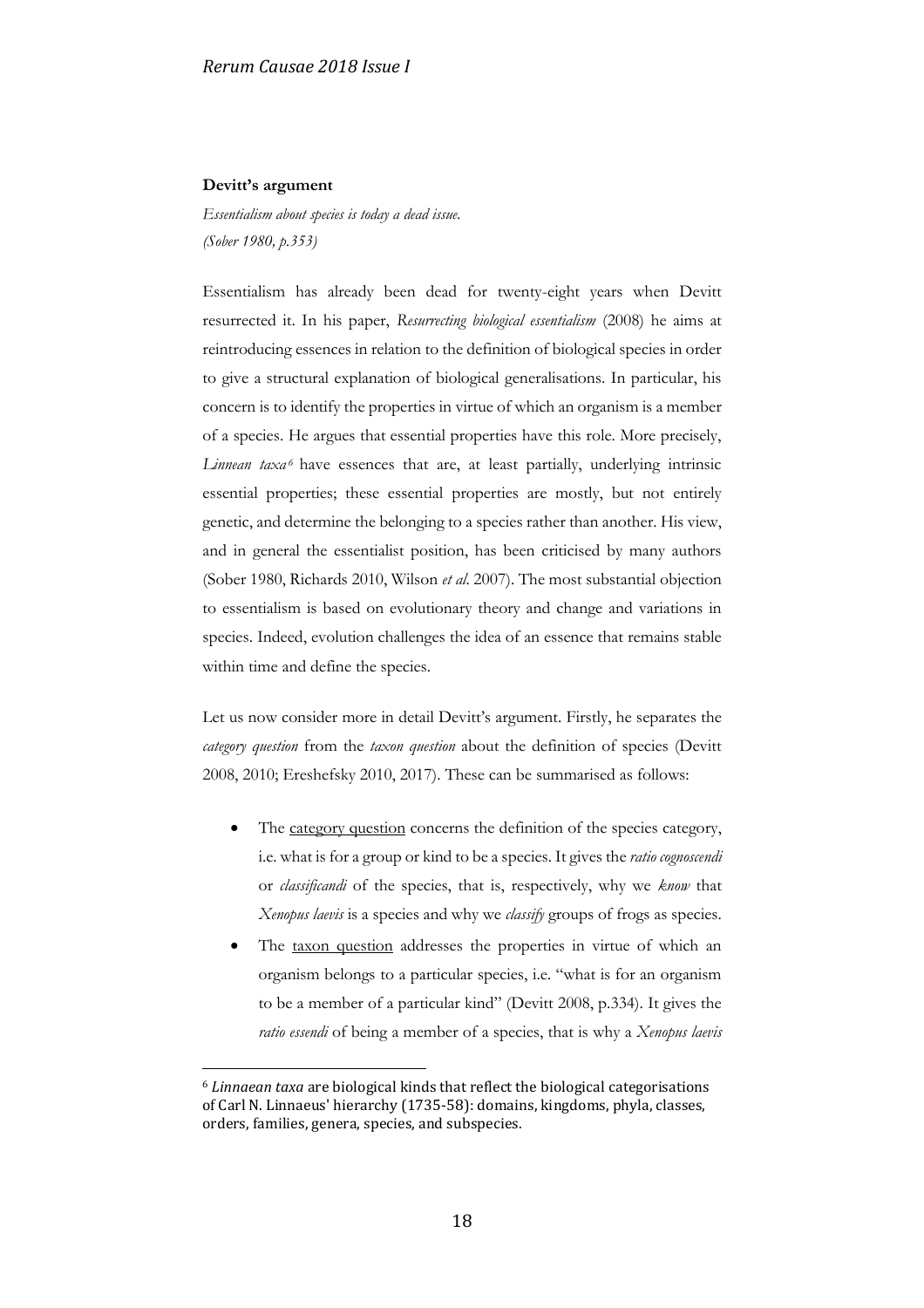**Devitt's argument**

*Essentialism about species is today a dead issue.*
*(Sober 1980, p.353)*

Essentialism has already been dead for twenty-eight years when Devitt resurrected it. In his paper, *Resurrecting biological essentialism* (2008) he aims at reintroducing essences in relation to the definition of biological species in order to give a structural explanation of biological generalisations. In particular, his concern is to identify the properties in virtue of which an organism is a member of a species. He argues that essential properties have this role. More precisely, *Linnean taxa*[6] have essences that are, at least partially, underlying intrinsic essential properties; these essential properties are mostly, but not entirely genetic, and determine the belonging to a species rather than another. His view, and in general the essentialist position, has been criticised by many authors (Sober 1980, Richards 2010, Wilson *et al*. 2007). The most substantial objection to essentialism is based on evolutionary theory and change and variations in species. Indeed, evolution challenges the idea of an essence that remains stable within time and define the species.

Let us now consider more in detail Devitt's argument. Firstly, he separates the *category question* from the *taxon question* about the definition of species (Devitt 2008, 2010; Ereshefsky 2010, 2017). These can be summarised as follows:

- The category question concerns the definition of the species category, i.e. what is for a group or kind to be a species. It gives the *ratio cognoscendi* or *classificandi* of the species, that is, respectively, why we *know* that *Xenopus laevis* is a species and why we *classify* groups of frogs as species.
- The taxon question addresses the properties in virtue of which an organism belongs to a particular species, i.e. "what is for an organism to be a member of a particular kind" (Devitt 2008, p.334). It gives the *ratio essendi* of being a member of a species, that is why a *Xenopus laevis*

[6] *Linnaean taxa* are biological kinds that reflect the biological categorisations of Carl N. Linnaeus' hierarchy (1735-58): domains, kingdoms, phyla, classes, orders, families, genera, species, and subspecies.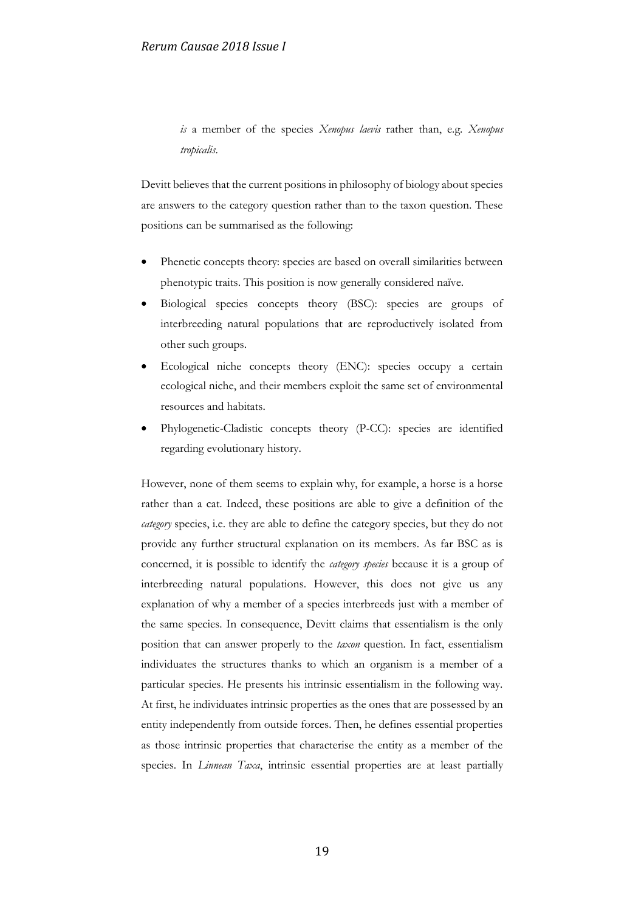*is* a member of the species *Xenopus laevis* rather than, e.g. *Xenopus tropicalis*.

Devitt believes that the current positions in philosophy of biology about species are answers to the category question rather than to the taxon question. These positions can be summarised as the following:

- Phenetic concepts theory: species are based on overall similarities between phenotypic traits. This position is now generally considered naïve.
- Biological species concepts theory (BSC): species are groups of interbreeding natural populations that are reproductively isolated from other such groups.
- Ecological niche concepts theory (ENC): species occupy a certain ecological niche, and their members exploit the same set of environmental resources and habitats.
- Phylogenetic-Cladistic concepts theory (P-CC): species are identified regarding evolutionary history.

However, none of them seems to explain why, for example, a horse is a horse rather than a cat. Indeed, these positions are able to give a definition of the *category* species, i.e. they are able to define the category species, but they do not provide any further structural explanation on its members. As far BSC as is concerned, it is possible to identify the *category species* because it is a group of interbreeding natural populations. However, this does not give us any explanation of why a member of a species interbreeds just with a member of the same species. In consequence, Devitt claims that essentialism is the only position that can answer properly to the *taxon* question. In fact, essentialism individuates the structures thanks to which an organism is a member of a particular species. He presents his intrinsic essentialism in the following way. At first, he individuates intrinsic properties as the ones that are possessed by an entity independently from outside forces. Then, he defines essential properties as those intrinsic properties that characterise the entity as a member of the species. In *Linnean Taxa*, intrinsic essential properties are at least partially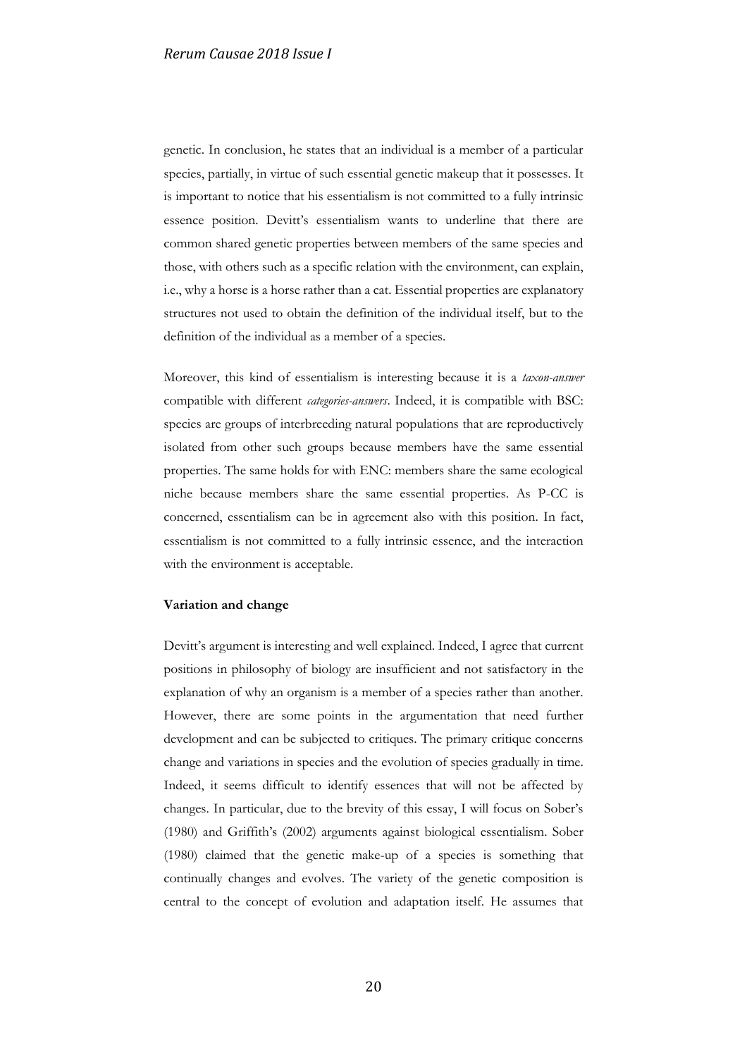genetic. In conclusion, he states that an individual is a member of a particular species, partially, in virtue of such essential genetic makeup that it possesses. It is important to notice that his essentialism is not committed to a fully intrinsic essence position. Devitt's essentialism wants to underline that there are common shared genetic properties between members of the same species and those, with others such as a specific relation with the environment, can explain, i.e., why a horse is a horse rather than a cat. Essential properties are explanatory structures not used to obtain the definition of the individual itself, but to the definition of the individual as a member of a species.

Moreover, this kind of essentialism is interesting because it is a *taxon-answer* compatible with different *categories-answers*. Indeed, it is compatible with BSC: species are groups of interbreeding natural populations that are reproductively isolated from other such groups because members have the same essential properties. The same holds for with ENC: members share the same ecological niche because members share the same essential properties. As P-CC is concerned, essentialism can be in agreement also with this position. In fact, essentialism is not committed to a fully intrinsic essence, and the interaction with the environment is acceptable.

**Variation and change**

Devitt's argument is interesting and well explained. Indeed, I agree that current positions in philosophy of biology are insufficient and not satisfactory in the explanation of why an organism is a member of a species rather than another. However, there are some points in the argumentation that need further development and can be subjected to critiques. The primary critique concerns change and variations in species and the evolution of species gradually in time. Indeed, it seems difficult to identify essences that will not be affected by changes. In particular, due to the brevity of this essay, I will focus on Sober's (1980) and Griffith's (2002) arguments against biological essentialism. Sober (1980) claimed that the genetic make-up of a species is something that continually changes and evolves. The variety of the genetic composition is central to the concept of evolution and adaptation itself. He assumes that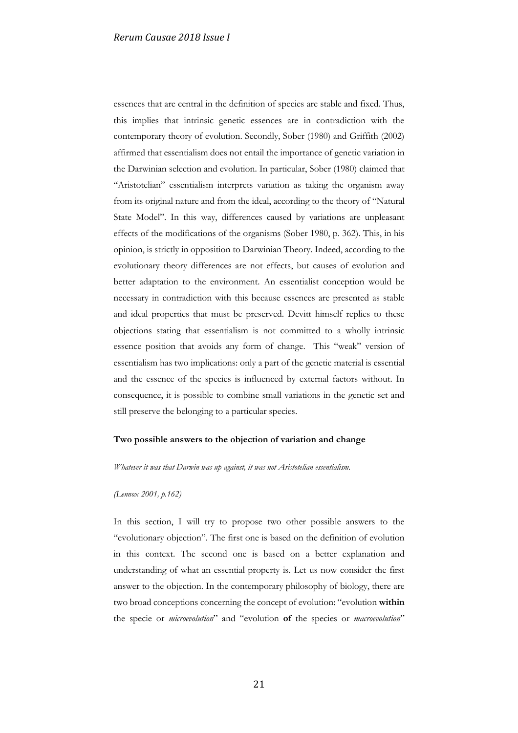essences that are central in the definition of species are stable and fixed. Thus, this implies that intrinsic genetic essences are in contradiction with the contemporary theory of evolution. Secondly, Sober (1980) and Griffith (2002) affirmed that essentialism does not entail the importance of genetic variation in the Darwinian selection and evolution. In particular, Sober (1980) claimed that "Aristotelian" essentialism interprets variation as taking the organism away from its original nature and from the ideal, according to the theory of "Natural State Model". In this way, differences caused by variations are unpleasant effects of the modifications of the organisms (Sober 1980, p. 362). This, in his opinion, is strictly in opposition to Darwinian Theory. Indeed, according to the evolutionary theory differences are not effects, but causes of evolution and better adaptation to the environment. An essentialist conception would be necessary in contradiction with this because essences are presented as stable and ideal properties that must be preserved. Devitt himself replies to these objections stating that essentialism is not committed to a wholly intrinsic essence position that avoids any form of change. This "weak" version of essentialism has two implications: only a part of the genetic material is essential and the essence of the species is influenced by external factors without. In consequence, it is possible to combine small variations in the genetic set and still preserve the belonging to a particular species.

**Two possible answers to the objection of variation and change**

*Whatever it was that Darwin was up against, it was not Aristotelian essentialism.*

*(Lennox 2001, p.162)*

In this section, I will try to propose two other possible answers to the "evolutionary objection". The first one is based on the definition of evolution in this context. The second one is based on a better explanation and understanding of what an essential property is. Let us now consider the first answer to the objection. In the contemporary philosophy of biology, there are two broad conceptions concerning the concept of evolution: "evolution **within** the specie or *microevolution*" and "evolution **of** the species or *macroevolution*"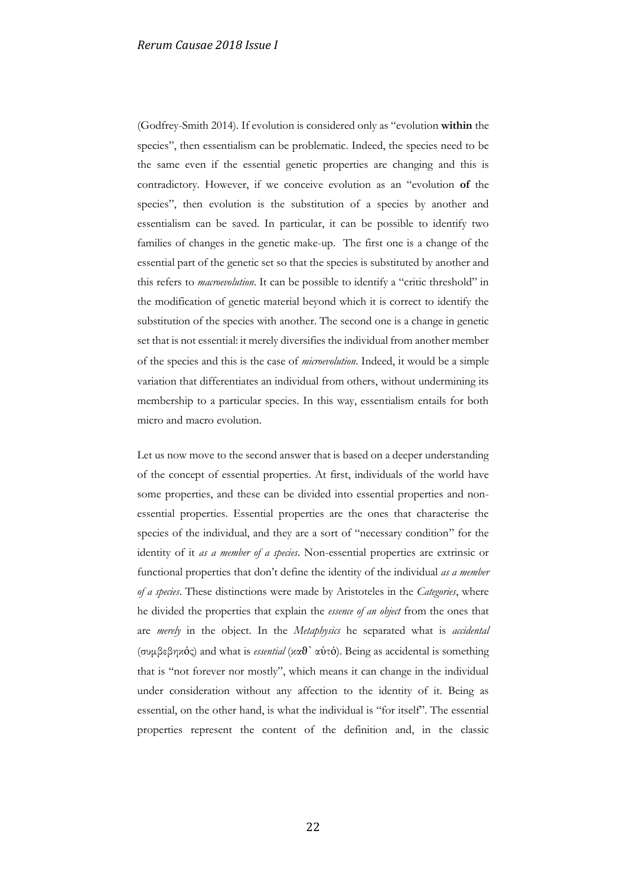(Godfrey-Smith 2014). If evolution is considered only as "evolution **within** the species", then essentialism can be problematic. Indeed, the species need to be the same even if the essential genetic properties are changing and this is contradictory. However, if we conceive evolution as an "evolution **of** the species", then evolution is the substitution of a species by another and essentialism can be saved. In particular, it can be possible to identify two families of changes in the genetic make-up. The first one is a change of the essential part of the genetic set so that the species is substituted by another and this refers to *macroevolution*. It can be possible to identify a "critic threshold" in the modification of genetic material beyond which it is correct to identify the substitution of the species with another. The second one is a change in genetic set that is not essential: it merely diversifies the individual from another member of the species and this is the case of *microevolution*. Indeed, it would be a simple variation that differentiates an individual from others, without undermining its membership to a particular species. In this way, essentialism entails for both micro and macro evolution.

Let us now move to the second answer that is based on a deeper understanding of the concept of essential properties. At first, individuals of the world have some properties, and these can be divided into essential properties and non-essential properties. Essential properties are the ones that characterise the species of the individual, and they are a sort of "necessary condition" for the identity of it *as a member of a species*. Non-essential properties are extrinsic or functional properties that don't define the identity of the individual *as a member of a species*. These distinctions were made by Aristoteles in the *Categories*, where he divided the properties that explain the *essence of an object* from the ones that are *merely* in the object. In the *Metaphysics* he separated what is *accidental* (συμβεβηκός) and what is *essential* (καθ᾽ αὑτό). Being as accidental is something that is "not forever nor mostly", which means it can change in the individual under consideration without any affection to the identity of it. Being as essential, on the other hand, is what the individual is "for itself". The essential properties represent the content of the definition and, in the classic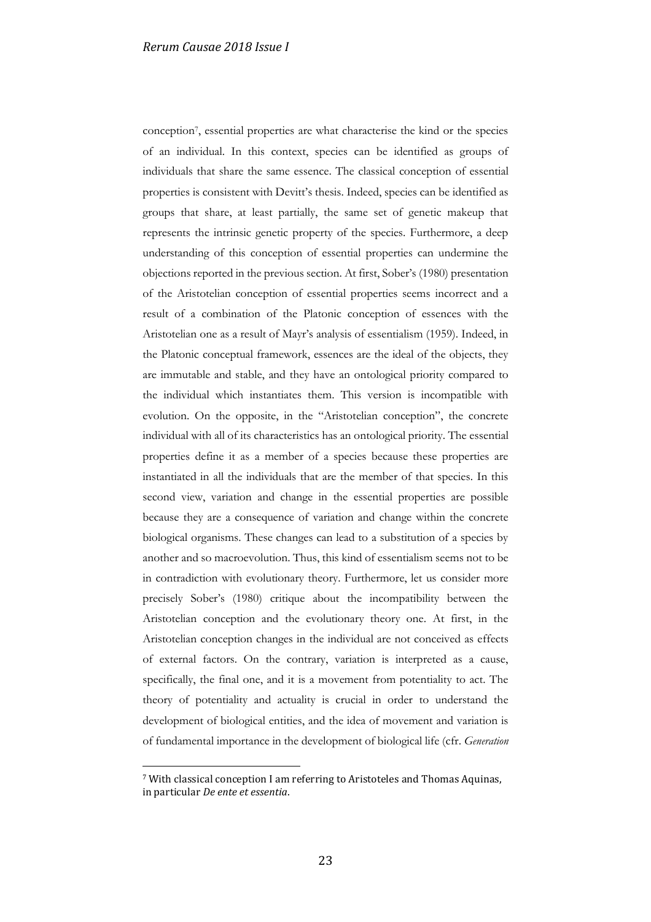conception[7], essential properties are what characterise the kind or the species of an individual. In this context, species can be identified as groups of individuals that share the same essence. The classical conception of essential properties is consistent with Devitt's thesis. Indeed, species can be identified as groups that share, at least partially, the same set of genetic makeup that represents the intrinsic genetic property of the species. Furthermore, a deep understanding of this conception of essential properties can undermine the objections reported in the previous section. At first, Sober's (1980) presentation of the Aristotelian conception of essential properties seems incorrect and a result of a combination of the Platonic conception of essences with the Aristotelian one as a result of Mayr's analysis of essentialism (1959). Indeed, in the Platonic conceptual framework, essences are the ideal of the objects, they are immutable and stable, and they have an ontological priority compared to the individual which instantiates them. This version is incompatible with evolution. On the opposite, in the "Aristotelian conception", the concrete individual with all of its characteristics has an ontological priority. The essential properties define it as a member of a species because these properties are instantiated in all the individuals that are the member of that species. In this second view, variation and change in the essential properties are possible because they are a consequence of variation and change within the concrete biological organisms. These changes can lead to a substitution of a species by another and so macroevolution. Thus, this kind of essentialism seems not to be in contradiction with evolutionary theory. Furthermore, let us consider more precisely Sober's (1980) critique about the incompatibility between the Aristotelian conception and the evolutionary theory one. At first, in the Aristotelian conception changes in the individual are not conceived as effects of external factors. On the contrary, variation is interpreted as a cause, specifically, the final one, and it is a movement from potentiality to act. The theory of potentiality and actuality is crucial in order to understand the development of biological entities, and the idea of movement and variation is of fundamental importance in the development of biological life (cfr. *Generation*

[7] With classical conception I am referring to Aristoteles and Thomas Aquinas, in particular *De ente et essentia*.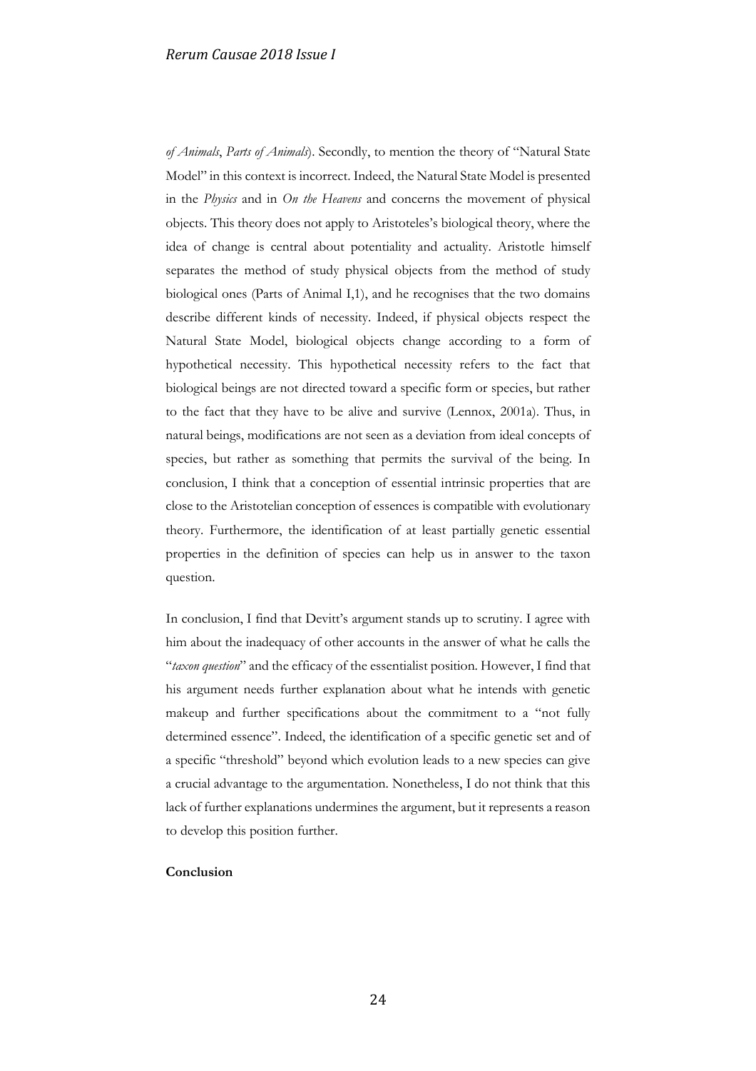*of Animals*, *Parts of Animals*). Secondly, to mention the theory of "Natural State Model" in this context is incorrect. Indeed, the Natural State Model is presented in the *Physics* and in *On the Heavens* and concerns the movement of physical objects. This theory does not apply to Aristoteles's biological theory, where the idea of change is central about potentiality and actuality. Aristotle himself separates the method of study physical objects from the method of study biological ones (Parts of Animal I,1), and he recognises that the two domains describe different kinds of necessity. Indeed, if physical objects respect the Natural State Model, biological objects change according to a form of hypothetical necessity. This hypothetical necessity refers to the fact that biological beings are not directed toward a specific form or species, but rather to the fact that they have to be alive and survive (Lennox, 2001a). Thus, in natural beings, modifications are not seen as a deviation from ideal concepts of species, but rather as something that permits the survival of the being. In conclusion, I think that a conception of essential intrinsic properties that are close to the Aristotelian conception of essences is compatible with evolutionary theory. Furthermore, the identification of at least partially genetic essential properties in the definition of species can help us in answer to the taxon question.

In conclusion, I find that Devitt's argument stands up to scrutiny. I agree with him about the inadequacy of other accounts in the answer of what he calls the "*taxon question*" and the efficacy of the essentialist position. However, I find that his argument needs further explanation about what he intends with genetic makeup and further specifications about the commitment to a "not fully determined essence". Indeed, the identification of a specific genetic set and of a specific "threshold" beyond which evolution leads to a new species can give a crucial advantage to the argumentation. Nonetheless, I do not think that this lack of further explanations undermines the argument, but it represents a reason to develop this position further.

**Conclusion**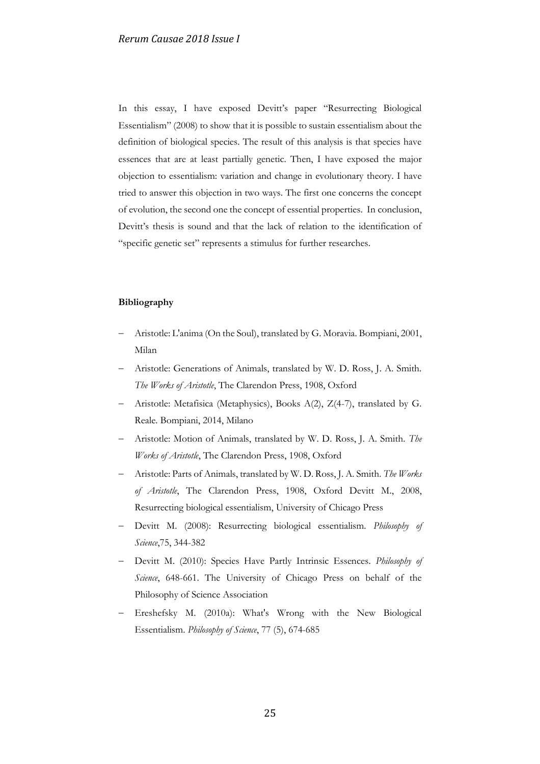In this essay, I have exposed Devitt's paper "Resurrecting Biological Essentialism" (2008) to show that it is possible to sustain essentialism about the definition of biological species. The result of this analysis is that species have essences that are at least partially genetic. Then, I have exposed the major objection to essentialism: variation and change in evolutionary theory. I have tried to answer this objection in two ways. The first one concerns the concept of evolution, the second one the concept of essential properties. In conclusion, Devitt's thesis is sound and that the lack of relation to the identification of "specific genetic set" represents a stimulus for further researches.

**Bibliography**

- Aristotle: L'anima (On the Soul), translated by G. Moravia. Bompiani, 2001, Milan
- Aristotle: Generations of Animals, translated by W. D. Ross, J. A. Smith. *The Works of Aristotle*, The Clarendon Press, 1908, Oxford
- Aristotle: Metafisica (Metaphysics), Books A(2), Z(4-7), translated by G. Reale. Bompiani, 2014, Milano
- Aristotle: Motion of Animals, translated by W. D. Ross, J. A. Smith. *The Works of Aristotle*, The Clarendon Press, 1908, Oxford
- Aristotle: Parts of Animals, translated by W. D. Ross, J. A. Smith. *The Works of Aristotle*, The Clarendon Press, 1908, Oxford Devitt M., 2008, Resurrecting biological essentialism, University of Chicago Press
- Devitt M. (2008): Resurrecting biological essentialism. *Philosophy of Science*,75, 344-382
- Devitt M. (2010): Species Have Partly Intrinsic Essences. *Philosophy of Science*, 648-661. The University of Chicago Press on behalf of the Philosophy of Science Association
- Ereshefsky M. (2010a): What's Wrong with the New Biological Essentialism. *Philosophy of Science*, 77 (5), 674-685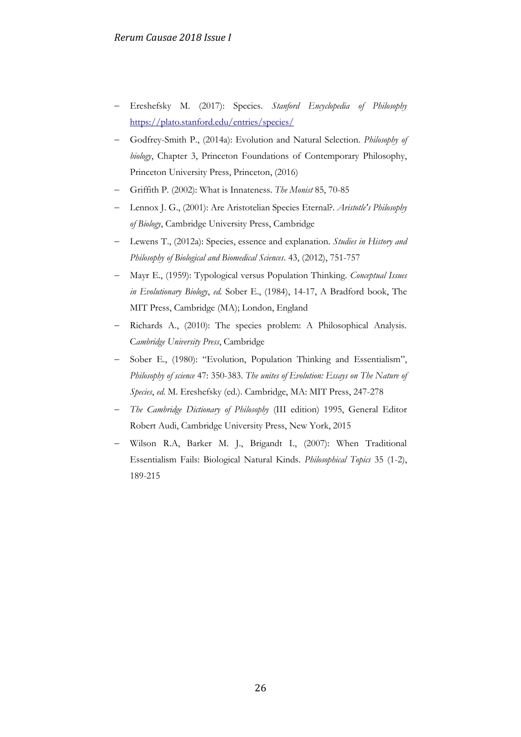- Ereshefsky M. (2017): Species. *Stanford Encyclopedia of Philosophy* https://plato.stanford.edu/entries/species/
- Godfrey-Smith P., (2014a): Evolution and Natural Selection. *Philosophy of biology*, Chapter 3, Princeton Foundations of Contemporary Philosophy, Princeton University Press, Princeton, (2016)
- Griffith P. (2002): What is Innateness. *The Monist* 85, 70-85
- Lennox J. G., (2001): Are Aristotelian Species Eternal?. *Aristotle's Philosophy of Biology*, Cambridge University Press, Cambridge
- Lewens T., (2012a): Species, essence and explanation. *Studies in History and Philosophy of Biological and Biomedical Sciences*. 43, (2012), 751-757
- Mayr E., (1959): Typological versus Population Thinking. *Conceptual Issues in Evolutionary Biology*, *ed.* Sober E., (1984), 14-17, A Bradford book, The MIT Press, Cambridge (MA); London, England
- Richards A., (2010): The species problem: A Philosophical Analysis. *Cambridge University Press*, Cambridge
- Sober E., (1980): "Evolution, Population Thinking and Essentialism", *Philosophy of science* 47: 350-383. *The unites of Evolution: Essays on The Nature of Species*, *ed.* M. Ereshefsky (ed.). Cambridge, MA: MIT Press, 247-278
- *The Cambridge Dictionary of Philosophy* (III edition) 1995, General Editor Robert Audi, Cambridge University Press, New York, 2015
- Wilson R.A, Barker M. J., Brigandt I., (2007): When Traditional Essentialism Fails: Biological Natural Kinds. *Philosophical Topics* 35 (1-2), 189-215